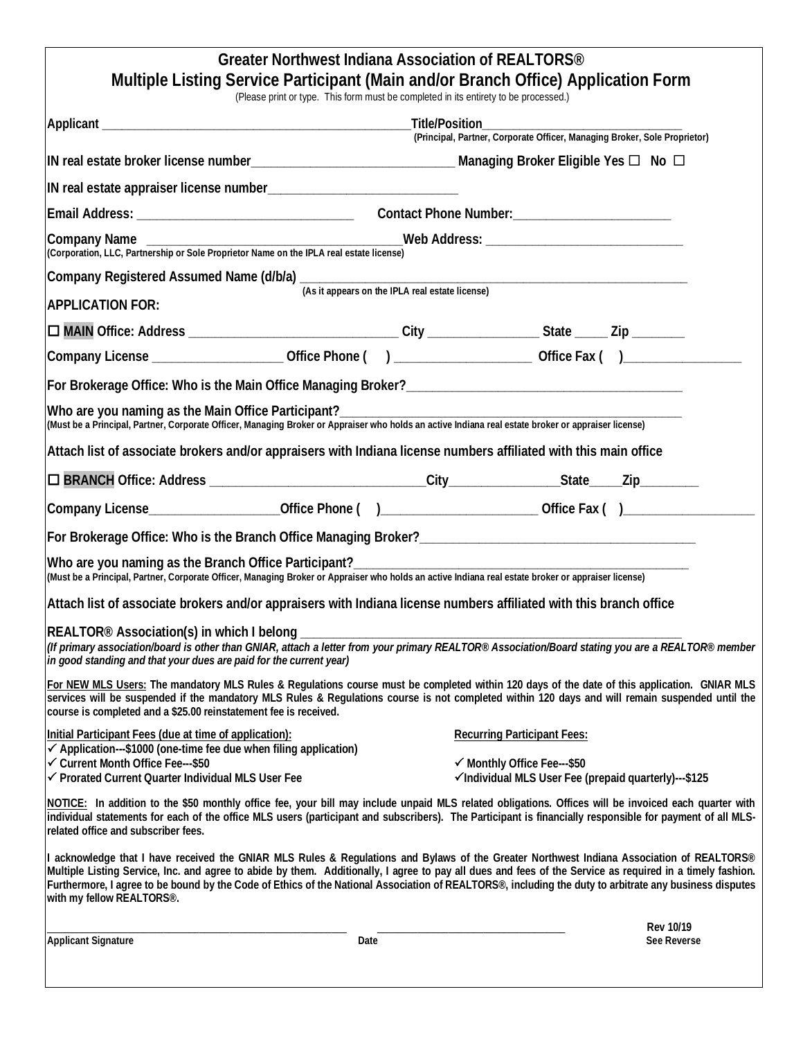# Greater Northwest Indiana Association of REALTORS®

## Multiple Listing Service Participant (Main and/or Branch Office) Application Form

(Please print or type. This form must be completed in its entirety to be processed.)

**Applicant** ________________________________________________ **Title/Position**_______________________________
**(Principal, Partner, Corporate Officer, Managing Broker, Sole Proprietor)**

**IN real estate broker license number**______________________________ **Managing Broker Eligible Yes ☐ No ☐**

**IN real estate appraiser license number**____________________________

**Email Address:** ________________________________ **Contact Phone Number:**________________________

**Company Name** ______________________________________**Web Address:** ______________________________
**(Corporation, LLC, Partnership or Sole Proprietor Name on the IPLA real estate license)**

**Company Registered Assumed Name (d/b/a)** _____________________________________________________________
**(As it appears on the IPLA real estate license)**

**APPLICATION FOR:**

☐ **MAIN Office: Address** _______________________________ **City** ________________ **State** _____ **Zip** ________

**Company License** ___________________ **Office Phone (  )** ____________________ **Office Fax (  )**_________________

**For Brokerage Office: Who is the Main Office Managing Broker?**___________________________________________

**Who are you naming as the Main Office Participant?**_____________________________________________
**(Must be a Principal, Partner, Corporate Officer, Managing Broker or Appraiser who holds an active Indiana real estate broker or appraiser license)**

**Attach list of associate brokers and/or appraisers with Indiana license numbers affiliated with this main office**

☐ **BRANCH Office: Address** ________________________________**City**________________**State**_____**Zip**________

**Company License**___________________**Office Phone (  )**______________________ **Office Fax (  )**___________________

**For Brokerage Office: Who is the Branch Office Managing Broker?**__________________________________________

**Who are you naming as the Branch Office Participant?**________________________________________________
**(Must be a Principal, Partner, Corporate Officer, Managing Broker or Appraiser who holds an active Indiana real estate broker or appraiser license)**

**Attach list of associate brokers and/or appraisers with Indiana license numbers affiliated with this branch office**

**REALTOR® Association(s) in which I belong** _____________________________________________________________
***(If primary association/board is other than GNIAR, attach a letter from your primary REALTOR® Association/Board stating you are a REALTOR® member in good standing and that your dues are paid for the current year)***

**For NEW MLS Users: The mandatory MLS Rules & Regulations course must be completed within 120 days of the date of this application. GNIAR MLS services will be suspended if the mandatory MLS Rules & Regulations course is not completed within 120 days and will remain suspended until the course is completed and a $25.00 reinstatement fee is received.**

**Initial Participant Fees (due at time of application):**
- ✓ **Application---$1000 (one-time fee due when filing application)**
- ✓ **Current Month Office Fee---$50**
- ✓ **Prorated Current Quarter Individual MLS User Fee**

**Recurring Participant Fees:**
- ✓ **Monthly Office Fee---$50**
- ✓ **Individual MLS User Fee (prepaid quarterly)---$125**

**NOTICE: In addition to the $50 monthly office fee, your bill may include unpaid MLS related obligations. Offices will be invoiced each quarter with individual statements for each of the office MLS users (participant and subscribers). The Participant is financially responsible for payment of all MLS-related office and subscriber fees.**

**I acknowledge that I have received the GNIAR MLS Rules & Regulations and Bylaws of the Greater Northwest Indiana Association of REALTORS® Multiple Listing Service, Inc. and agree to abide by them. Additionally, I agree to pay all dues and fees of the Service as required in a timely fashion. Furthermore, I agree to be bound by the Code of Ethics of the National Association of REALTORS®, including the duty to arbitrate any business disputes with my fellow REALTORS®.**

_______________________________________________ ________________________________

**Applicant Signature** **Date**

**Rev 10/19**
**See Reverse**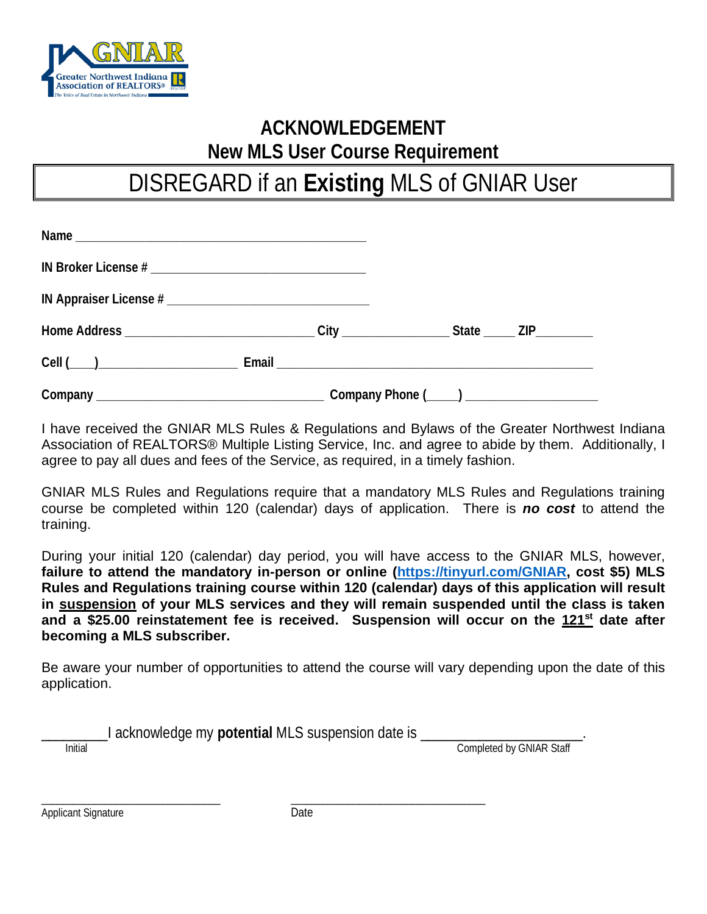# ACKNOWLEDGEMENT

## New MLS User Course Requirement

DISREGARD if an **Existing** MLS of GNIAR User

**Name** ____________________________________________

**IN Broker License #** ________________________________

**IN Appraiser License #** ______________________________

**Home Address** ____________________________ **City** ________________ **State** _____ **ZIP**_________

**Cell (____)**______________________ **Email** ________________________________________________

**Company** __________________________________ **Company Phone (_____)** ____________________

I have received the GNIAR MLS Rules & Regulations and Bylaws of the Greater Northwest Indiana Association of REALTORS® Multiple Listing Service, Inc. and agree to abide by them. Additionally, I agree to pay all dues and fees of the Service, as required, in a timely fashion.

GNIAR MLS Rules and Regulations require that a mandatory MLS Rules and Regulations training course be completed within 120 (calendar) days of application. There is ***no cost*** to attend the training.

During your initial 120 (calendar) day period, you will have access to the GNIAR MLS, however, **failure to attend the mandatory in-person or online ([https://tinyurl.com/GNIAR](https://tinyurl.com/GNIAR), cost $5) MLS Rules and Regulations training course within 120 (calendar) days of this application will result in <u>suspension</u> of your MLS services and they will remain suspended until the class is taken and a $25.00 reinstatement fee is received. Suspension will occur on the <u>121st</u> date after becoming a MLS subscriber.**

Be aware your number of opportunities to attend the course will vary depending upon the date of this application.

_________I acknowledge my **potential** MLS suspension date is ______________________.

Initial — Completed by GNIAR Staff

_____________________________ _______________________________

Applicant Signature — Date